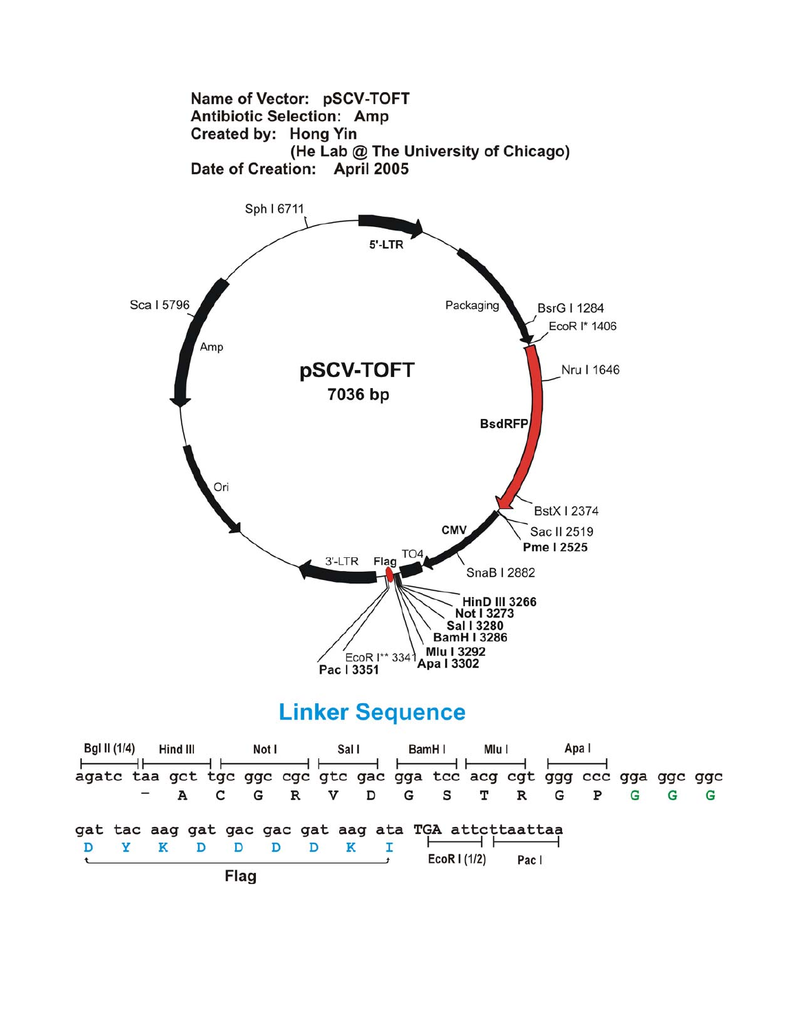**Name of Vector:** pSCV-TOFT
**Antibiotic Selection:** Amp
**Created by:** Hong Yin
(He Lab @ The University of Chicago)
**Date of Creation:** April 2005

pSCV-TOFT
7036 bp

5'-LTR
Packaging
BsrG I 1284
EcoR I* 1406
Nru I 1646
BsdRFP
BstX I 2374
Sac II 2519
Pme I 2525
CMV
SnaB I 2882
TO4
HinD III 3266
Not I 3273
Sal I 3280
BamH I 3286
Mlu I 3292
Apa I 3302
EcoR I** 3341
Pac I 3351
Flag
3'-LTR
Ori
Amp
Sca I 5796
Sph I 6711

## Linker Sequence

Bgl II (1/4) | Hind III | Not I | Sal I | BamH I | Mlu I | Apa I

```
agatc taa gct tgc ggc cgc gtc gac gga tcc acg cgt ggg ccc gga ggc ggc
       -   A   C   G   R   V   D   G   S   T   R   G   P   G   G   G

gat tac aag gat gac gac gat aag ata TGA attcttaattaa
 D   Y   K   D   D   D   D   K   I
```

Flag

EcoR I (1/2) | Pac I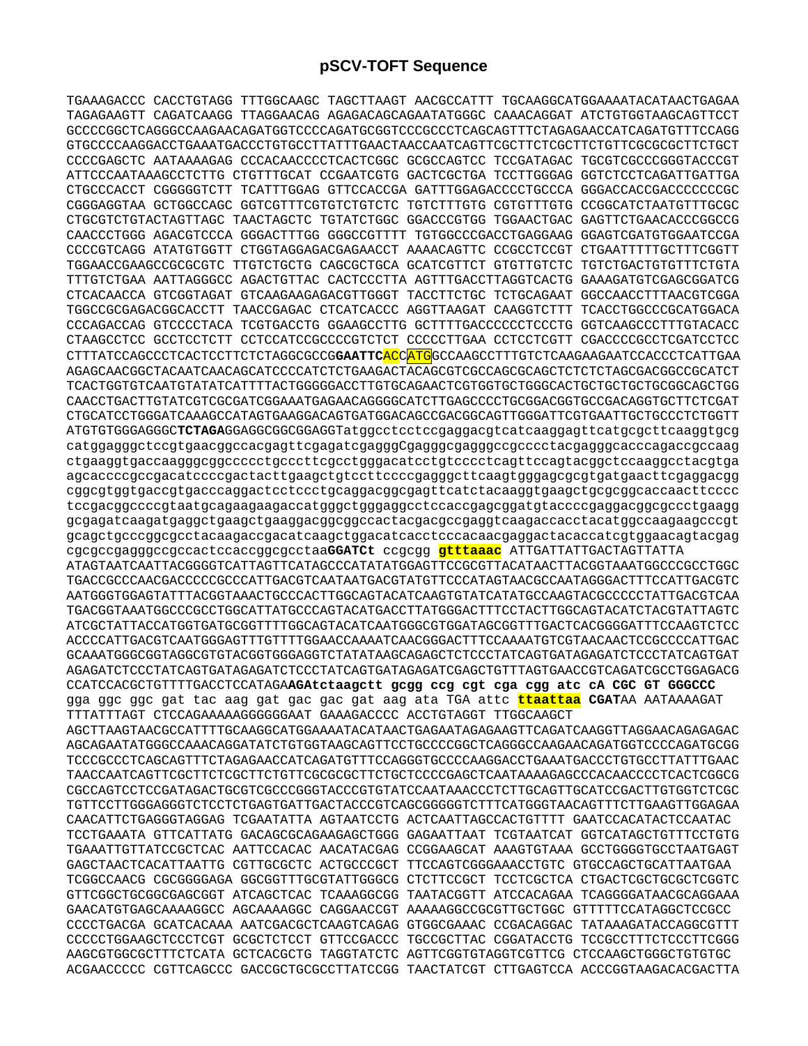# pSCV-TOFT Sequence

TGAAAGACCC CACCTGTAGG TTTGGCAAGC TAGCTTAAGT AACGCCATTT TGCAAGGCATGGAAAATACATAACTGAGAA
TAGAGAAGTT CAGATCAAGG TTAGGAACAG AGAGACAGCAGAATATGGGC CAAACAGGAT ATCTGTGGTAAGCAGTTCCT
GCCCCGGCTCAGGGCCAAGAACAGATGGTCCCCAGATGCGGTCCCGCCCTCAGCAGTTTCTAGAGAACCATCAGATGTTTCCAGG
GTGCCCCAAGGACCTGAAATGACCCTGTGCCTTATTTGAACTAACCAATCAGTTCGCTTCTCGCTTCTGTTCGCGCGCTTCTGCT
CCCCGAGCTC AATAAAAGAG CCCACAACCCCTCACTCGGC GCGCCAGTCC TCCGATAGAC TGCGTCGCCCGGGTACCCGT
ATTCCCAATAAAGCCTCTTG CTGTTTGCAT CCGAATCGTG GACTCGCTGA TCCTTGGGAG GGTCTCCTCAGATTGATTGA
CTGCCCACCT CGGGGGTCTT TCATTTGGAG GTTCCACCGA GATTTGGAGACCCCTGCCCA GGGACCACCGACCCCCCCGC
CGGGAGGTAA GCTGGCCAGC GGTCGTTTCGTGTCTGTCTC TGTCTTTGTG CGTGTTTGTG CCGGCATCTAATGTTTGCGC
CTGCGTCTGTACTAGTTAGC TAACTAGCTC TGTATCTGGC GGACCCGTGG TGGAACTGAC GAGTTCTGAACACCCGGCCG
CAACCCTGGG AGACGTCCCA GGGACTTTGG GGGCCGTTTT TGTGGCCCGACCTGAGGAAG GGAGTCGATGTGGAATCCGA
CCCCGTCAGG ATATGTGGTT CTGGTAGGAGACGAGAACCT AAAACAGTTC CCGCCTCCGT CTGAATTTTTGCTTTCGGTT
TGGAACCGAAGCCGCGCGTC TTGTCTGCTG CAGCGCTGCA GCATCGTTCT GTGTTGTCTC TGTCTGACTGTGTTTCTGTA
TTTGTCTGAA AATTAGGGCC AGACTGTTAC CACTCCCTTA AGTTTGACCTTAGGTCACTG GAAAGATGTCGAGCGGATCG
CTCACAACCA GTCGGTAGAT GTCAAGAAGAGACGTTGGGT TACCTTCTGC TCTGCAGAAT GGCCAACCTTTAACGTCGGA
TGGCCGCGAGACGGCACCTT TAACCGAGAC CTCATCACCC AGGTTAAGAT CAAGGTCTTT TCACCTGGCCCGCATGGACA
CCCAGACCAG GTCCCCTACA TCGTGACCTG GGAAGCCTTG GCTTTTGACCCCCCTCCCTG GGTCAAGCCCTTTGTACACC
CTAAGCCTCC GCCTCCTCTT CCTCCATCCGCCCCGTCTCT CCCCCTTGAA CCTCCTCGTT CGACCCCGCCTCGATCCTCC
CTTTATCCAGCCCTCACTCCTTCTCTAGGCGCCG**GAATTC**ACC**ATG**GCCAAGCCTTTGTCTCAAGAAGAATCCACCCTCATTGAA
AGAGCAACGGCTACAATCAACAGCATCCCCATCTCTGAAGACTACAGCGTCGCCAGCGCAGCTCTCTCTAGCGACGGCCGCATCT
TCACTGGTGTCAATGTATATCATTTTACTGGGGGACCTTGTGCAGAACTCGTGGTGCTGGGCACTGCTGCTGCTGCGGCAGCTGG
CAACCTGACTTGTATCGTCGCGATCGGAAATGAGAACAGGGGCATCTTGAGCCCCTGCGGACGGTGCCGACAGGTGCTTCTCGAT
CTGCATCCTGGGATCAAAGCCATAGTGAAGGACAGTGATGGACAGCCGACGGCAGTTGGGATTCGTGAATTGCTGCCCTCTGGTT
ATGTGTGGGAGGGC**TCTAGA**GGAGGCGGCGGAGGTatggcctcctccgaggacgtcatcaaggagttcatgcgcttcaaggtgcg
catggagggctccgtgaacggccacgagttcgagatcgagggCgagggcgagggccgcccctacgagggcacccagaccgccaag
ctgaaggtgaccaagggcggccccctgcccttcgcctgggacatcctgtcccctcagttccagtacggctccaaggcctacgtga
agcaccccgccgacatccccgactacttgaagctgtccttccccgagggcttcaagtgggagcgcgtgatgaacttcgaggacgg
cggcgtggtgaccgtgacccaggactcctccctgcaggacggcgagttcatctacaaggtgaagctgcgcggcaccaacttcccc
tccgacggccccgtaatgcagaagaagaccatgggctgggaggcctccaccgagcggatgtaccccgaggacggcgccctgaagg
gcgagatcaagatgaggctgaagctgaaggacggcggccactacgacgccgaggtcaagaccacctacatggccaagaagcccgt
gcagctgcccggcgcctacaagaccgacatcaagctggacatcacctcccacaacgaggactacaccatcgtggaacagtacgag
cgcgccgagggccgccactccaccggcgcctaa**GGATCt** ccgcgg **gtttaaac** ATTGATTATTGACTAGTTATTA
ATAGTAATCAATTACGGGGTCATTAGTTCATAGCCCATATATGGAGTTCCGCGTTACATAACTTACGGTAAATGGCCCGCCTGGC
TGACCGCCCAACGACCCCCGCCCATTGACGTCAATAATGACGTATGTTCCCATAGTAACGCCAATAGGGACTTTCCATTGACGTC
AATGGGTGGAGTATTTACGGTAAACTGCCCACTTGGCAGTACATCAAGTGTATCATATGCCAAGTACGCCCCCTATTGACGTCAA
TGACGGTAAATGGCCCGCCTGGCATTATGCCCAGTACATGACCTTATGGGACTTTCCTACTTGGCAGTACATCTACGTATTAGTC
ATCGCTATTACCATGGTGATGCGGTTTTGGCAGTACATCAATGGGCGTGGATAGCGGTTTGACTCACGGGGATTTCCAAGTCTCC
ACCCCATTGACGTCAATGGGAGTTTGTTTTGGAACCAAAATCAACGGGACTTTCCAAAATGTCGTAACAACTCCGCCCCATTGAC
GCAAATGGGCGGTAGGCGTGTACGGTGGGAGGTCTATATAAGCAGAGCTCTCCCTATCAGTGATAGAGATCTCCCTATCAGTGAT
AGAGATCTCCCTATCAGTGATAGAGATCTCCCTATCAGTGATAGAGATCGAGCTGTTTAGTGAACCGTCAGATCGCCTGGAGACG
CCATCCACGCTGTTTTGACCTCCATAGA**AGAtctaagctt gcgg ccg cgt cga cgg atc cA CGC GT GGGCCC**
gga ggc ggc gat tac aag gat gac gac gat aag ata TGA attc **ttaattaa CGAT**AA AATAAAAGAT
TTTATTTAGT CTCCAGAAAAAGGGGGGAAT GAAAGACCCC ACCTGTAGGT TTGGCAAGCT
AGCTTAAGTAACGCCATTTTGCAAGGCATGGAAAATACATAACTGAGAATAGAGAAGTTCAGATCAAGGTTAGGAACAGAGAGAC
AGCAGAATATGGGCCAAACAGGATATCTGTGGTAAGCAGTTCCTGCCCCGGCTCAGGGCCAAGAACAGATGGTCCCCAGATGCGG
TCCCGCCCTCAGCAGTTTCTAGAGAACCATCAGATGTTTCCAGGGTGCCCCAAGGACCTGAAATGACCCTGTGCCTTATTTGAAC
TAACCAATCAGTTCGCTTCTCGCTTCTGTTCGCGCGCTTCTGCTCCCCGAGCTCAATAAAAGAGCCCACAACCCCTCACTCGGCG
CGCCAGTCCTCCGATAGACTGCGTCGCCCGGGTACCCGTGTATCCAATAAACCCTCTTGCAGTTGCATCCGACTTGTGGTCTCGC
TGTTCCTTGGGAGGGTCTCCTCTGAGTGATTGACTACCCGTCAGCGGGGGTCTTTCATGGGTAACAGTTTCTTGAAGTTGGAGAA
CAACATTCTGAGGGTAGGAG TCGAATATTA AGTAATCCTG ACTCAATTAGCCACTGTTTT GAATCCACATACTCCAATAC
TCCTGAAATA GTTCATTATG GACAGCGCAGAAGAGCTGGG GAGAATTAAT TCGTAATCAT GGTCATAGCTGTTTCCTGTG
TGAAATTGTTATCCGCTCAC AATTCCACAC AACATACGAG CCGGAAGCAT AAAGTGTAAA GCCTGGGGTGCCTAATGAGT
GAGCTAACTCACATTAATTG CGTTGCGCTC ACTGCCCGCT TTCCAGTCGGGAAACCTGTC GTGCCAGCTGCATTAATGAA
TCGGCCAACG CGCGGGGAGA GGCGGTTTGCGTATTGGGCG CTCTTCCGCT TCCTCGCTCA CTGACTCGCTGCGCTCGGTC
GTTCGGCTGCGGCGAGCGGT ATCAGCTCAC TCAAAGGCGG TAATACGGTT ATCCACAGAA TCAGGGGATAACGCAGGAAA
GAACATGTGAGCAAAAGGCC AGCAAAAGGC CAGGAACCGT AAAAAGGCCGCGTTGCTGGC GTTTTTCCATAGGCTCCGCC
CCCCTGACGA GCATCACAAA AATCGACGCTCAAGTCAGAG GTGGCGAAAC CCGACAGGAC TATAAAGATACCAGGCGTTT
CCCCCTGGAAGCTCCCTCGT GCGCTCTCCT GTTCCGACCC TGCCGCTTAC CGGATACCTG TCCGCCTTTCTCCCTTCGGG
AAGCGTGGCGCTTTCTCATA GCTCACGCTG TAGGTATCTC AGTTCGGTGTAGGTCGTTCG CTCCAAGCTGGGCTGTGTGC
ACGAACCCCC CGTTCAGCCC GACCGCTGCGCCTTATCCGG TAACTATCGT CTTGAGTCCA ACCCGGTAAGACACGACTTA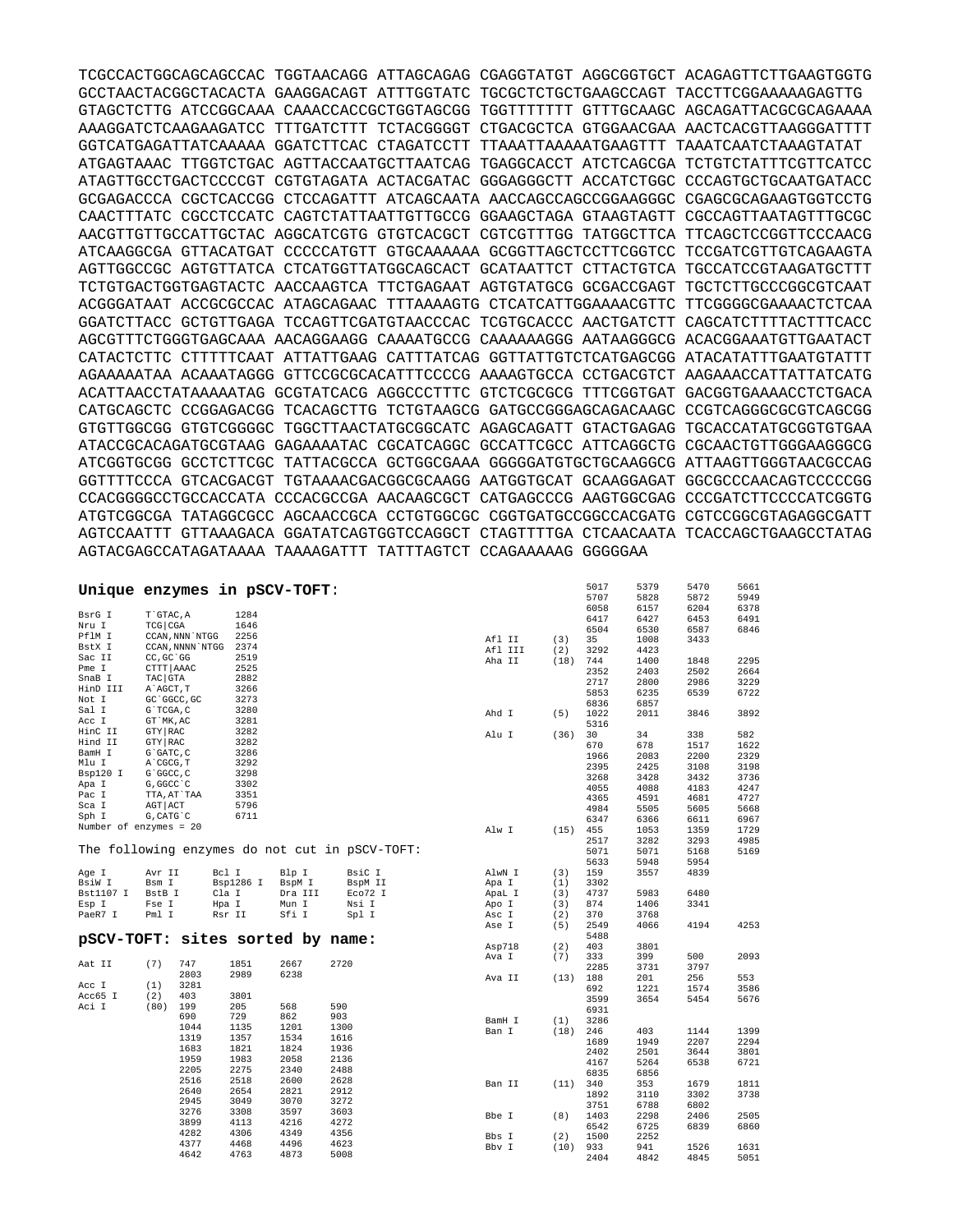```
TCGCCACTGGCAGCAGCCAC TGGTAACAGG ATTAGCAGAG CGAGGTATGT AGGCGGTGCT ACAGAGTTCTTGAAGTGGTG
GCCTAACTACGGCTACACTA GAAGGACAGT ATTTGGTATC TGCGCTCTGCTGAAGCCAGT TACCTTCGGAAAAAGAGTTG
GTAGCTCTTG ATCCGGCAAA CAAACCACCGCTGGTAGCGG TGGTTTTTTT GTTTGCAAGC AGCAGATTACGCGCAGAAAA
AAAGGATCTCAAGAAGATCC TTTGATCTTT TCTACGGGGT CTGACGCTCA GTGGAACGAA AACTCACGTTAAGGGATTTT
GGTCATGAGATTATCAAAAA GGATCTTCAC CTAGATCCTT TTAAATTAAAAATGAAGTTT TAAATCAATCTAAAGTATAT
ATGAGTAAAC TTGGTCTGAC AGTTACCAATGCTTAATCAG TGAGGCACCT ATCTCAGCGA TCTGTCTATTTCGTTCATCC
ATAGTTGCCTGACTCCCCGT CGTGTAGATA ACTACGATAC GGGAGGGCTT ACCATCTGGC CCCAGTGCTGCAATGATACC
GCGAGACCCA CGCTCACCGG CTCCAGATTT ATCAGCAATA AACCAGCCAGCCGGAAGGGC CGAGCGCAGAAGTGGTCCTG
CAACTTTATC CGCCTCCATC CAGTCTATTAATTGTTGCCG GGAAGCTAGA GTAAGTAGTT CGCCAGTTAATAGTTTGCGC
AACGTTGTTGCCATTGCTAC AGGCATCGTG GTGTCACGCT CGTCGTTTGG TATGGCTTCA TTCAGCTCCGGTTCCCAACG
ATCAAGGCGA GTTACATGAT CCCCCATGTT GTGCAAAAAA GCGGTTAGCTCCTTCGGTCC TCCGATCGTTGTCAGAAGTA
AGTTGGCCGC AGTGTTATCA CTCATGGTTATGGCAGCACT GCATAATTCT CTTACTGTCA TGCCATCCGTAAGATGCTTT
TCTGTGACTGGTGAGTACTC AACCAAGTCA TTCTGAGAAT AGTGTATGCG GCGACCGAGT TGCTCTTGCCCGGCGTCAAT
ACGGGATAAT ACCGCGCCAC ATAGCAGAAC TTTAAAAGTG CTCATCATTGGAAAACGTTC TTCGGGGCGAAAACTCTCAA
GGATCTTACC GCTGTTGAGA TCCAGTTCGATGTAACCCAC TCGTGCACCC AACTGATCTT CAGCATCTTTTACTTTCACC
AGCGTTTCTGGGTGAGCAAA AACAGGAAGG CAAAATGCCG CAAAAAAGGG AATAAGGGCG ACACGGAAATGTTGAATACT
CATACTCTTC CTTTTTCAAT ATTATTGAAG CATTTATCAG GGTTATTGTCTCATGAGCGG ATACATATTTGAATGTATTT
AGAAAAATAA ACAAATAGGG GTTCCGCGCACATTTCCCCG AAAAGTGCCA CCTGACGTCT AAGAAACCATTATTATCATG
ACATTAACCTATAAAAATAG GCGTATCACG AGGCCCTTTC GTCTCGCGCG TTTCGGTGAT GACGGTGAAAACCTCTGACA
CATGCAGCTC CCGGAGACGG TCACAGCTTG TCTGTAAGCG GATGCCGGGAGCAGACAAGC CCGTCAGGGCGCGTCAGCGG
GTGTTGGCGG GTGTCGGGGC TGGCTTAACTATGCGGCATC AGAGCAGATT GTACTGAGAG TGCACCATATGCGGTGTGAA
ATACCGCACAGATGCGTAAG GAGAAAATAC CGCATCAGGC GCCATTCGCC ATTCAGGCTG CGCAACTGTTGGGAAGGGCG
ATCGGTGCGG GCCTCTTCGC TATTACGCCA GCTGGCGAAA GGGGGATGTGCTGCAAGGCG ATTAAGTTGGGTAACGCCAG
GGTTTTCCCA GTCACGACGT TGTAAAACGACGGCGCAAGG AATGGTGCAT GCAAGGAGAT GGCGCCCAACAGTCCCCCGG
CCACGGGGCCTGCCACCATA CCCACGCCGA AACAAGCGCT CATGAGCCCG AAGTGGCGAG CCCGATCTTCCCCATCGGTG
ATGTCGGCGA TATAGGCGCC AGCAACCGCA CCTGTGGCGC CGGTGATGCCGGCCACGATG CGTCCGGCGTAGAGGCGATT
AGTCCAATTT GTTAAAGACA GGATATCAGTGGTCCAGGCT CTAGTTTTGA CTCAACAATA TCACCAGCTGAAGCCTATAG
AGTACGAGCCATAGATAAAA TAAAAGATTT TATTTAGTCT CCAGAAAAAG GGGGGAA
```

## Unique enzymes in pSCV-TOFT:

```
BsrG I      T`GTAC,A         1284
Nru I       TCG|CGA          1646
PflM I      CCAN,NNN`NTGG    2256
BstX I      CCAN,NNNN`NTGG   2374
Sac II      CC,GC`GG         2519
Pme I       CTTT|AAAC        2525
SnaB I      TAC|GTA          2882
HinD III    A`AGCT,T         3266
Not I       GC`GGCC,GC       3273
Sal I       G`TCGA,C         3280
Acc I       GT`MK,AC         3281
HinC II     GTY|RAC          3282
Hind II     GTY|RAC          3282
BamH I      G`GATC,C         3286
Mlu I       A`CGCG,T         3292
Bsp120 I    G`GGCC,C         3298
Apa I       G,GGCC`C         3302
Pac I       TTA,AT`TAA       3351
Sca I       AGT|ACT          5796
Sph I       G,CATG`C         6711
Number of enzymes = 20
```

The following enzymes do not cut in pSCV-TOFT:

```
Age I       Avr II      Bcl I       Blp I       BsiC I
BsiW I      Bsm I       Bsp1286 I   BspM I      BspM II
Bst1107 I   BstB I      Cla I       Dra III     Eco72 I
Esp I       Fse I       Hpa I       Mun I       Nsi I
PaeR7 I     Pml I       Rsr II      Sfi I       Spl I
```

## pSCV-TOFT: sites sorted by name:

```
Aat II    (7)   747    1851   2667   2720
                2803   2989   6238
Acc I     (1)   3281
Acc65 I   (2)   403    3801
Aci I     (80)  199    205    568    590
                690    729    862    903
                1044   1135   1201   1300
                1319   1357   1534   1616
                1683   1821   1824   1936
                1959   1983   2058   2136
                2205   2275   2340   2488
                2516   2518   2600   2628
                2640   2654   2821   2912
                2945   3049   3070   3272
                3276   3308   3597   3603
                3899   4113   4216   4272
                4282   4306   4349   4356
                4377   4468   4496   4623
                4642   4763   4873   5008
                5017   5379   5470   5661
                5707   5828   5872   5949
                6058   6157   6204   6378
                6417   6427   6453   6491
                6504   6530   6587   6846
Afl II    (3)   35     1008   3433
Afl III   (2)   3292   4423
Aha II    (18)  744    1400   1848   2295
                2352   2403   2502   2664
                2717   2800   2986   3229
                5853   6235   6539   6722
                6836   6857
Ahd I     (5)   1022   2011   3846   3892
                5316
Alu I     (36)  30     34     338    582
                670    678    1517   1622
                1966   2083   2200   2329
                2395   2425   3108   3198
                3268   3428   3432   3736
                4055   4088   4183   4247
                4365   4591   4681   4727
                4984   5505   5605   5668
                6347   6366   6611   6967
Alw I     (15)  455    1053   1359   1729
                2517   3282   3293   4985
                5071   5071   5168   5169
                5633   5948   5954
AlwN I    (3)   159    3557   4839
Apa I     (1)   3302
ApaL I    (3)   4737   5983   6480
Apo I     (3)   874    1406   3341
Asc I     (2)   370    3768
Ase I     (5)   2549   4066   4194   4253
                5488
Asp718    (2)   403    3801
Ava I     (7)   333    399    500    2093
                2285   3731   3797
Ava II    (13)  188    201    256    553
                692    1221   1574   3586
                3599   3654   5454   5676
                6931
BamH I    (1)   3286
Ban I     (18)  246    403    1144   1399
                1689   1949   2207   2294
                2402   2501   3644   3801
                4167   5264   6538   6721
                6835   6856
Ban II    (11)  340    353    1679   1811
                1892   3110   3302   3738
                3751   6788   6802
Bbe I     (8)   1403   2298   2406   2505
                6542   6725   6839   6860
Bbs I     (2)   1500   2252
Bbv I     (10)  933    941    1526   1631
                2404   4842   4845   5051
```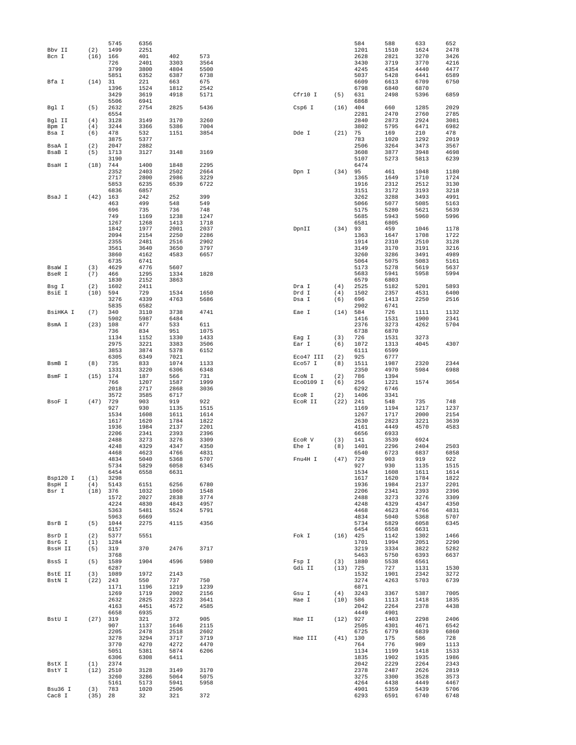```
               5745    6356                                                        584     588     633     652
Bbv II    (2)  1499    2251                                                        1201    1510    1624    2478
Bcn I    (16)  166     401     402     573                                         2628    2821    3270    3426
               726     2401    3303    3564                                        3430    3719    3770    4216
               3799    3800    4804    5500                                        4245    4354    4440    4477
               5851    6352    6387    6738                                        5037    5428    6441    6589
Bfa I    (14)  31      221     663     675                                         6609    6613    6709    6750
               1396    1524    1812    2542                                        6798    6840    6870
               3429    3619    4918    5171             Cfr10 I   (5)  631     2498    5396    6859
               5506    6941                                                        6868
Bgl I     (5)  2632    2754    2825    5436             Csp6 I   (16)  404     660     1285    2029
               6554                                                                2281    2470    2760    2785
Bgl II    (4)  3128    3149    3170    3260                                        2840    2873    2924    3081
Bpm I     (4)  3244    3366    5386    7004                                        3802    5795    6471    6982
Bsa I     (6)  478     532     1151    3854             Dde I    (21)  75      169     210     478
               3875    5377                                                        783     1020    1292    2019
BsaA I    (2)  2047    2882                                                        2506    3264    3473    3567
BsaB I    (5)  1713    3127    3148    3169                                        3608    3877    3948    4698
               3190                                                                5107    5273    5813    6239
BsaH I   (18)  744     1400    1848    2295                                        6474
               2352    2403    2502    2664             Dpn I    (34)  95      461     1048    1180
               2717    2800    2986    3229                                        1365    1649    1710    1724
               5853    6235    6539    6722                                        1916    2312    2512    3130
               6836    6857                                                        3151    3172    3193    3218
BsaJ I   (42)  163     242     252     399                                         3262    3288    3493    4991
               463     499     548     549                                         5066    5077    5085    5163
               696     735     736     748                                         5175    5280    5621    5639
               749     1169    1238    1247                                        5685    5943    5960    5996
               1267    1268    1413    1718                                        6581    6805
               1842    1977    2001    2037             DpnII    (34)  93      459     1046    1178
               2094    2154    2250    2286                                        1363    1647    1708    1722
               2355    2481    2516    2902                                        1914    2310    2510    3128
               3561    3640    3650    3797                                        3149    3170    3191    3216
               3860    4162    4583    6657                                        3260    3286    3491    4989
               6735    6741                                                        5064    5075    5083    5161
BsaW I    (3)  4629    4776    5607                                                5173    5278    5619    5637
BseR I    (7)  466     1295    1334    1828                                        5683    5941    5958    5994
               1830    2152    3863                                                6579    6803
Bsg I     (2)  1602    2411                             Dra I     (4)  2525    5182    5201    5893
BsiE I   (10)  594     729     1534    1650             Drd I     (4)  1502    2357    4531    6400
               3276    4339    4763    5686             Dsa I     (6)  696     1413    2250    2516
               5835    6582                                                        2902    6741
BsiHKA I  (7)  340     3110    3738    4741             Eae I    (14)  584     726     1111    1132
               5902    5987    6484                                                1416    1531    1900    2341
BsmA I   (23)  108     477     533     611                                         2376    3273    4262    5704
               736     834     951     1075                                        6738    6870
               1134    1152    1330    1433             Eag I     (3)  726     1531    3273
               2975    3221    3383    3506             Ear I     (6)  1072    1313    4045    4307
               3853    3874    5378    6152                                        6111    6599
               6305    6349    7021                     Eco47 III (2)  925     6777
BsmB I    (8)  735     833     1074    1133             Eco57 I   (8)  1511    1987    2320    2344
               1331    3220    6306    6348                                        2350    4970    5984    6988
BsmF I   (15)  174     187     566     731              EcoN I    (2)  786     1394
               766     1207    1587    1999             EcoO109 I (6)  256     1221    1574    3654
               2018    2717    2868    3036                                        6292    6746
               3572    3585    6717                     EcoR I    (2)  1406    3341
BsoF I   (47)  729     903     919     922              EcoR II  (22)  241     548     735     748
               927     930     1135    1515                                        1169    1194    1217    1237
               1534    1608    1611    1614                                        1267    1717    2000    2154
               1617    1620    1784    1822                                        2630    2823    3221    3639
               1936    1984    2137    2201                                        4161    4449    4570    4583
               2206    2341    2393    2396                                        6656    6933
               2488    3273    3276    3309             EcoR V    (3)  141     3539    6924
               4248    4329    4347    4350             Ehe I     (8)  1401    2296    2404    2503
               4468    4623    4766    4831                                        6540    6723    6837    6858
               4834    5040    5368    5707             Fnu4H I  (47)  729     903     919     922
               5734    5829    6058    6345                                        927     930     1135    1515
               6454    6558    6631                                                1534    1608    1611    1614
Bsp120 I  (1)  3298                                                                1617    1620    1784    1822
BspH I    (4)  5143    6151    6256    6780                                        1936    1984    2137    2201
Bsr I    (18)  376     1032    1060    1548                                        2206    2341    2393    2396
               1572    2027    2838    3774                                        2488    3273    3276    3309
               4224    4830    4843    4957                                        4248    4329    4347    4350
               5363    5481    5524    5791                                        4468    4623    4766    4831
               5963    6669                                                        4834    5040    5368    5707
BsrB I    (5)  1044    2275    4115    4356                                        5734    5829    6058    6345
               6157                                                                6454    6558    6631
BsrD I    (2)  5377    5551                             Fok I    (16)  425     1142    1302    1466
BsrG I    (1)  1284                                                                1701    1994    2051    2290
BssH II   (5)  319     370     2476    3717                                        3219    3334    3822    5282
               3768                                                                5463    5750    6393    6637
BssS I    (5)  1589    1904    4596    5980             Fsp I     (3)  1880    5538    6561
               6287                                     Gdi II   (13)  725     727     1131    1530
BstE II   (3)  1089    1972    2143                                                1532    1901    2342    3272
BstN I   (22)  243     550     737     750                                         3274    4263    5703    6739
               1171    1196    1219    1239                                        6871
               1269    1719    2002    2156             Gsu I     (4)  3243    3367    5387    7005
               2632    2825    3223    3641             Hae I    (10)  586     1113    1418    1835
               4163    4451    4572    4585                                        2042    2264    2378    4438
               6658    6935                                                        4449    4901
BstU I   (27)  319     321     372     905              Hae II   (12)  927     1403    2298    2406
               907     1137    1646    2115                                        2505    4301    4671    6542
               2205    2478    2518    2602                                        6725    6779    6839    6860
               3278    3294    3717    3719             Hae III  (41)  130     175     586     728
               3770    4270    4272    4470                                        764     776     989     1113
               5051    5381    5874    6206                                        1134    1199    1418    1533
               6306    6308    6411                                                1835    1902    1935    1986
BstX I    (1)  2374                                                                2042    2229    2264    2343
BstY I   (12)  2510    3128    3149    3170                                        2378    2487    2626    2819
               3260    3286    5064    5075                                        3275    3300    3528    3573
               5161    5173    5941    5958                                        4264    4438    4449    4467
Bsu36 I   (3)  783     1020    2506                                                4901    5359    5439    5706
Cac8 I   (35)  28      32      321     372                                         6293    6591    6740    6748
```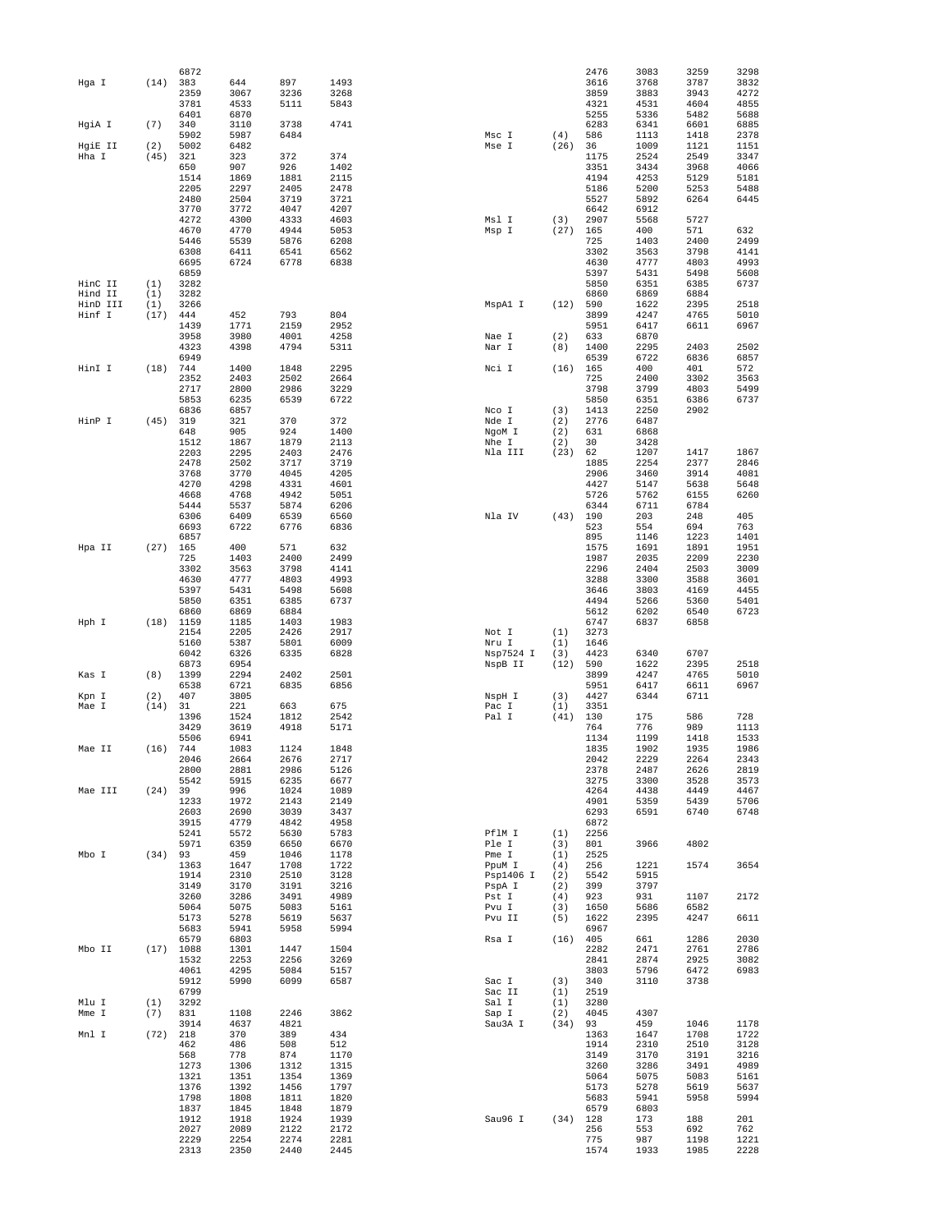```
                6872
Hga I     (14)  383     644     897     1493
                2359    3067    3236    3268
                3781    4533    5111    5843
                6401    6870
HgiA I    (7)   340     3110    3738    4741
                5902    5987    6484
HgiE II   (2)   5002    6482
Hha I     (45)  321     323     372     374
                650     907     926     1402
                1514    1869    1881    2115
                2205    2297    2405    2478
                2480    2504    3719    3721
                3770    3772    4047    4207
                4272    4300    4333    4603
                4670    4770    4944    5053
                5446    5539    5876    6208
                6308    6411    6541    6562
                6695    6724    6778    6838
                6859
HinC II   (1)   3282
Hind II   (1)   3282
HinD III  (1)   3266
Hinf I    (17)  444     452     793     804
                1439    1771    2159    2952
                3958    3980    4001    4258
                4323    4398    4794    5311
                6949
HinI I    (18)  744     1400    1848    2295
                2352    2403    2502    2664
                2717    2800    2986    3229
                5853    6235    6539    6722
                6836    6857
HinP I    (45)  319     321     370     372
                648     905     924     1400
                1512    1867    1879    2113
                2203    2295    2403    2476
                2478    2502    3717    3719
                3768    3770    4045    4205
                4270    4298    4331    4601
                4668    4768    4942    5051
                5444    5537    5874    6206
                6306    6409    6539    6560
                6693    6722    6776    6836
                6857
Hpa II    (27)  165     400     571     632
                725     1403    2400    2499
                3302    3563    3798    4141
                4630    4777    4803    4993
                5397    5431    5498    5608
                5850    6351    6385    6737
                6860    6869    6884
Hph I     (18)  1159    1185    1403    1983
                2154    2205    2426    2917
                5160    5387    5801    6009
                6042    6326    6335    6828
                6873    6954
Kas I     (8)   1399    2294    2402    2501
                6538    6721    6835    6856
Kpn I     (2)   407     3805
Mae I     (14)  31      221     663     675
                1396    1524    1812    2542
                3429    3619    4918    5171
                5506    6941
Mae II    (16)  744     1083    1124    1848
                2046    2664    2676    2717
                2800    2881    2986    5126
                5542    5915    6235    6677
Mae III   (24)  39      996     1024    1089
                1233    1972    2143    2149
                2603    2690    3039    3437
                3915    4779    4842    4958
                5241    5572    5630    5783
                5971    6359    6650    6670
Mbo I     (34)  93      459     1046    1178
                1363    1647    1708    1722
                1914    2310    2510    3128
                3149    3170    3191    3216
                3260    3286    3491    4989
                5064    5075    5083    5161
                5173    5278    5619    5637
                5683    5941    5958    5994
                6579    6803
Mbo II    (17)  1088    1301    1447    1504
                1532    2253    2256    3269
                4061    4295    5084    5157
                5912    5990    6099    6587
                6799
Mlu I     (1)   3292
Mme I     (7)   831     1108    2246    3862
                3914    4637    4821
Mnl I     (72)  218     370     389     434
                462     486     508     512
                568     778     874     1170
                1273    1306    1312    1315
                1321    1351    1354    1369
                1376    1392    1456    1797
                1798    1808    1811    1820
                1837    1845    1848    1879
                1912    1918    1924    1939
                2027    2089    2122    2172
                2229    2254    2274    2281
                2313    2350    2440    2445
                2476    3083    3259    3298
                3616    3768    3787    3832
                3859    3883    3943    4272
                4321    4531    4604    4855
                5255    5336    5482    5688
                6283    6341    6601    6885
Msc I     (4)   586     1113    1418    2378
Mse I     (26)  36      1009    1121    1151
                1175    2524    2549    3347
                3351    3434    3968    4066
                4194    4253    5129    5181
                5186    5200    5253    5488
                5527    5892    6264    6445
                6642    6912
Msl I     (3)   2907    5568    5727
Msp I     (27)  165     400     571     632
                725     1403    2400    2499
                3302    3563    3798    4141
                4630    4777    4803    4993
                5397    5431    5498    5608
                5850    6351    6385    6737
                6860    6869    6884
MspA1 I   (12)  590     1622    2395    2518
                3899    4247    4765    5010
                5951    6417    6611    6967
Nae I     (2)   633     6870
Nar I     (8)   1400    2295    2403    2502
                6539    6722    6836    6857
Nci I     (16)  165     400     401     572
                725     2400    3302    3563
                3798    3799    4803    5499
                5850    6351    6386    6737
Nco I     (3)   1413    2250    2902
Nde I     (2)   2776    6487
NgoM I    (2)   631     6868
Nhe I     (2)   30      3428
Nla III   (23)  62      1207    1417    1867
                1885    2254    2377    2846
                2906    3460    3914    4081
                4427    5147    5638    5648
                5726    5762    6155    6260
                6344    6711    6784
Nla IV    (43)  190     203     248     405
                523     554     694     763
                895     1146    1223    1401
                1575    1691    1891    1951
                1987    2035    2209    2230
                2296    2404    2503    3009
                3288    3300    3588    3601
                3646    3803    4169    4455
                4494    5266    5360    5401
                5612    6202    6540    6723
                6747    6837    6858
Not I     (1)   3273
Nru I     (1)   1646
Nsp7524 I (3)   4423    6340    6707
NspB II   (12)  590     1622    2395    2518
                3899    4247    4765    5010
                5951    6417    6611    6967
NspH I    (3)   4427    6344    6711
Pac I     (1)   3351
Pal I     (41)  130     175     586     728
                764     776     989     1113
                1134    1199    1418    1533
                1835    1902    1935    1986
                2042    2229    2264    2343
                2378    2487    2626    2819
                3275    3300    3528    3573
                4264    4438    4449    4467
                4901    5359    5439    5706
                6293    6591    6740    6748
                6872
PflM I    (1)   2256
Ple I     (3)   801     3966    4802
Pme I     (1)   2525
PpuM I    (4)   256     1221    1574    3654
Psp1406 I (2)   5542    5915
PspA I    (2)   399     3797
Pst I     (4)   923     931     1107    2172
Pvu I     (3)   1650    5686    6582
Pvu II    (5)   1622    2395    4247    6611
                6967
Rsa I     (16)  405     661     1286    2030
                2282    2471    2761    2786
                2841    2874    2925    3082
                3803    5796    6472    6983
Sac I     (3)   340     3110    3738
Sac II    (1)   2519
Sal I     (1)   3280
Sap I     (2)   4045    4307
Sau3A I   (34)  93      459     1046    1178
                1363    1647    1708    1722
                1914    2310    2510    3128
                3149    3170    3191    3216
                3260    3286    3491    4989
                5064    5075    5083    5161
                5173    5278    5619    5637
                5683    5941    5958    5994
                6579    6803
Sau96 I   (34)  128     173     188     201
                256     553     692     762
                775     987     1198    1221
                1574    1933    1985    2228
```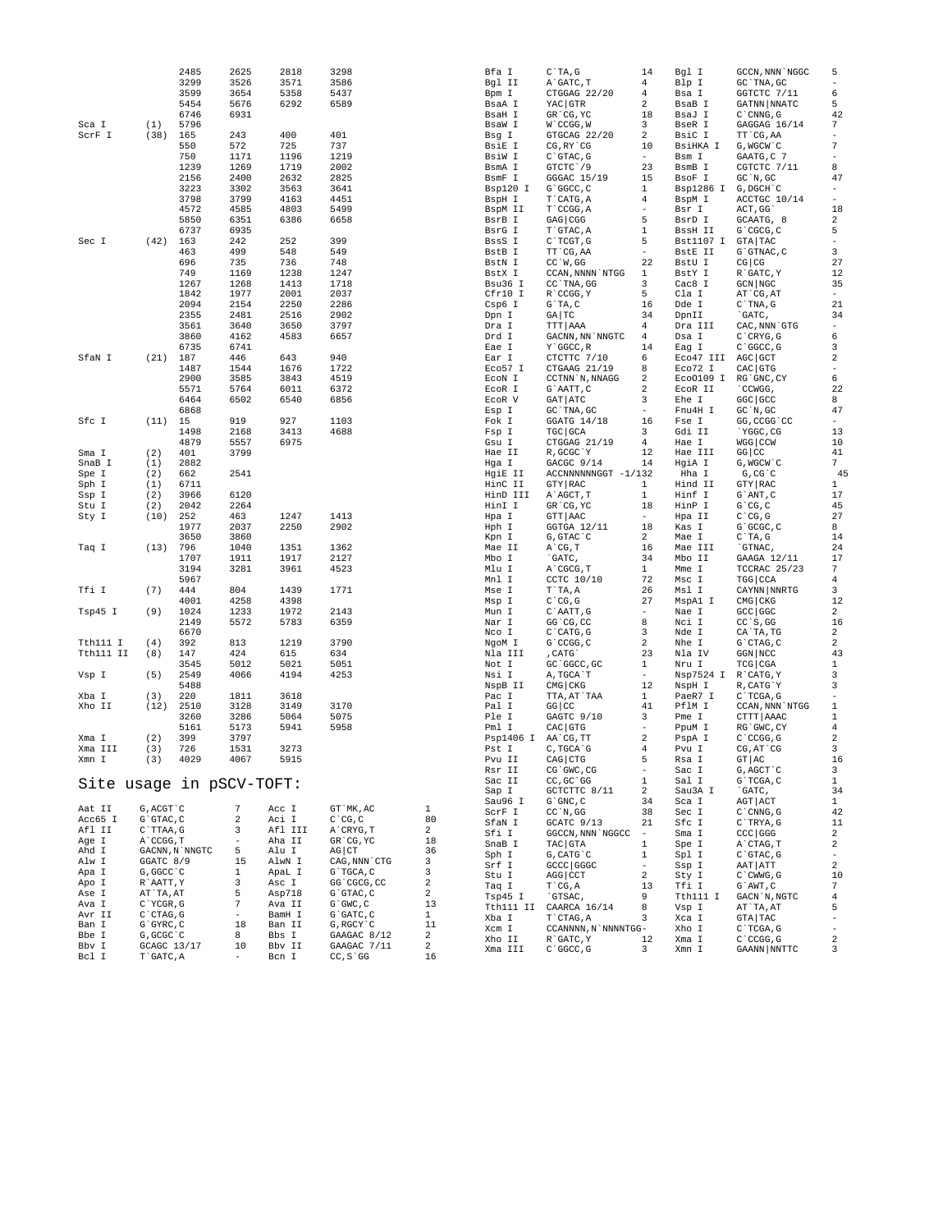| | | | | | |
|---|---|---|---|---|---|
| | | 2485 | 2625 | 2818 | 3298 |
| | | 3299 | 3526 | 3571 | 3586 |
| | | 3599 | 3654 | 5358 | 5437 |
| | | 5454 | 5676 | 6292 | 6589 |
| | | 6746 | 6931 | | |
| Sca I | (1) | 5796 | | | |
| ScrF I | (38) | 165 | 243 | 400 | 401 |
| | | 550 | 572 | 725 | 737 |
| | | 750 | 1171 | 1196 | 1219 |
| | | 1239 | 1269 | 1719 | 2002 |
| | | 2156 | 2400 | 2632 | 2825 |
| | | 3223 | 3302 | 3563 | 3641 |
| | | 3798 | 3799 | 4163 | 4451 |
| | | 4572 | 4585 | 4803 | 5499 |
| | | 5850 | 6351 | 6386 | 6658 |
| | | 6737 | 6935 | | |
| Sec I | (42) | 163 | 242 | 252 | 399 |
| | | 463 | 499 | 548 | 549 |
| | | 696 | 735 | 736 | 748 |
| | | 749 | 1169 | 1238 | 1247 |
| | | 1267 | 1268 | 1413 | 1718 |
| | | 1842 | 1977 | 2001 | 2037 |
| | | 2094 | 2154 | 2250 | 2286 |
| | | 2355 | 2481 | 2516 | 2902 |
| | | 3561 | 3640 | 3650 | 3797 |
| | | 3860 | 4162 | 4583 | 6657 |
| | | 6735 | 6741 | | |
| SfaN I | (21) | 187 | 446 | 643 | 940 |
| | | 1487 | 1544 | 1676 | 1722 |
| | | 2900 | 3585 | 3843 | 4519 |
| | | 5571 | 5764 | 6011 | 6372 |
| | | 6464 | 6502 | 6540 | 6856 |
| | | 6868 | | | |
| Sfc I | (11) | 15 | 919 | 927 | 1103 |
| | | 1498 | 2168 | 3413 | 4688 |
| | | 4879 | 5557 | 6975 | |
| Sma I | (2) | 401 | 3799 | | |
| SnaB I | (1) | 2882 | | | |
| Spe I | (2) | 662 | 2541 | | |
| Sph I | (1) | 6711 | | | |
| Ssp I | (2) | 3966 | 6120 | | |
| Stu I | (2) | 2042 | 2264 | | |
| Sty I | (10) | 252 | 463 | 1247 | 1413 |
| | | 1977 | 2037 | 2250 | 2902 |
| | | 3650 | 3860 | | |
| Taq I | (13) | 796 | 1040 | 1351 | 1362 |
| | | 1707 | 1911 | 1917 | 2127 |
| | | 3194 | 3281 | 3961 | 4523 |
| | | 5967 | | | |
| Tfi I | (7) | 444 | 804 | 1439 | 1771 |
| | | 4001 | 4258 | 4398 | |
| Tsp45 I | (9) | 1024 | 1233 | 1972 | 2143 |
| | | 2149 | 5572 | 5783 | 6359 |
| | | 6670 | | | |
| Tth111 I | (4) | 392 | 813 | 1219 | 3790 |
| Tth111 II | (8) | 147 | 424 | 615 | 634 |
| | | 3545 | 5012 | 5021 | 5051 |
| Vsp I | (5) | 2549 | 4066 | 4194 | 4253 |
| | | 5488 | | | |
| Xba I | (3) | 220 | 1811 | 3618 | |
| Xho II | (12) | 2510 | 3128 | 3149 | 3170 |
| | | 3260 | 3286 | 5064 | 5075 |
| | | 5161 | 5173 | 5941 | 5958 |
| Xma I | (2) | 399 | 3797 | | |
| Xma III | (3) | 726 | 1531 | 3273 | |
| Xmn I | (3) | 4029 | 4067 | 5915 | |

## Site usage in pSCV-TOFT:

| | | | | | |
|---|---|---|---|---|---|
| Aat II | G,ACGT`C | 7 | Acc I | GT`MK,AC | 1 |
| Acc65 I | G`GTAC,C | 2 | Aci I | C`CG,C | 80 |
| Afl II | C`TTAA,G | 3 | Afl III | A`CRYG,T | 2 |
| Age I | A`CCGG,T | - | Aha II | GR`CG,YC | 18 |
| Ahd I | GACNN,N`NNGTC | 5 | Alu I | AG\|CT | 36 |
| Alw I | GGATC 8/9 | 15 | AlwN I | CAG,NNN`CTG | 3 |
| Apa I | G,GGCC`C | 1 | ApaL I | G`TGCA,C | 3 |
| Apo I | R`AATT,Y | 3 | Asc I | GG`CGCG,CC | 2 |
| Ase I | AT`TA,AT | 5 | Asp718 | G`GTAC,C | 2 |
| Ava I | C`YCGR,G | 7 | Ava II | G`GWC,C | 13 |
| Avr II | C`CTAG,G | - | BamH I | G`GATC,C | 1 |
| Ban I | G`GYRC,C | 18 | Ban II | G,RGCY`C | 11 |
| Bbe I | G,GCGC`C | 8 | Bbs I | GAAGAC 8/12 | 2 |
| Bbv I | GCAGC 13/17 | 10 | Bbv II | GAAGAC 7/11 | 2 |
| Bcl I | T`GATC,A | - | Bcn I | CC,S`GG | 16 |
| Bfa I | C`TA,G | 14 | Bgl I | GCCN,NNN`NGGC | 5 |
| Bgl II | A`GATC,T | 4 | Blp I | GC`TNA,GC | - |
| Bpm I | CTGGAG 22/20 | 4 | Bsa I | GGTCTC 7/11 | 6 |
| BsaA I | YAC\|GTR | 2 | BsaB I | GATNN\|NNATC | 5 |
| BsaH I | GR`CG,YC | 18 | BsaJ I | C`CNNG,G | 42 |
| BsaW I | W`CCGG,W | 3 | BseR I | GAGGAG 16/14 | 7 |
| Bsg I | GTGCAG 22/20 | 2 | BsiC I | TT`CG,AA | - |
| BsiE I | CG,RY`CG | 10 | BsiHKA I | G,WGCW`C | 7 |
| BsiW I | C`GTAC,G | - | Bsm I | GAATG,C 7 | - |
| BsmA I | GTCTC`/9 | 23 | BsmB I | CGTCTC 7/11 | 8 |
| BsmF I | GGGAC 15/19 | 15 | BsoF I | GC`N,GC | 47 |
| Bsp120 I | G`GGCC,C | 1 | Bsp1286 I | G,DGCH`C | - |
| BspH I | T`CATG,A | 4 | BspM I | ACCTGC 10/14 | - |
| BspM II | T`CCGG,A | - | Bsr I | ACT,GG` | 18 |
| BsrB I | GAG\|CGG | 5 | BsrD I | GCAATG, 8 | 2 |
| BsrG I | T`GTAC,A | 1 | BssH II | G`CGCG,C | 5 |
| BssS I | C`TCGT,G | 5 | Bst1107 I | GTA\|TAC | - |
| BstB I | TT`CG,AA | - | BstE II | G`GTNAC,C | 3 |
| BstN I | CC`W,GG | 22 | BstU I | CG\|CG | 27 |
| BstX I | CCAN,NNNN`NTGG | 1 | BstY I | R`GATC,Y | 12 |
| Bsu36 I | CC`TNA,GG | 3 | Cac8 I | GCN\|NGC | 35 |
| Cfr10 I | R`CCGG,Y | 5 | Cla I | AT`CG,AT | - |
| Csp6 I | G`TA,C | 16 | Dde I | C`TNA,G | 21 |
| Dpn I | GA\|TC | 34 | DpnII | `GATC, | 34 |
| Dra I | TTT\|AAA | 4 | Dra III | CAC,NNN`GTG | - |
| Drd I | GACNN,NN`NNGTC | 4 | Dsa I | C`CRYG,G | 6 |
| Eae I | Y`GGCC,R | 14 | Eag I | C`GGCC,G | 3 |
| Ear I | CTCTTC 7/10 | 6 | Eco47 III | AGC\|GCT | 2 |
| Eco57 I | CTGAAG 21/19 | 8 | Eco72 I | CAC\|GTG | - |
| EcoN I | CCTNN`N,NNAGG | 2 | EcoO109 I | RG`GNC,CY | 6 |
| EcoR I | G`AATT,C | 2 | EcoR II | `CCWGG, | 22 |
| EcoR V | GAT\|ATC | 3 | Ehe I | GGC\|GCC | 8 |
| Esp I | GC`TNA,GC | - | Fnu4H I | GC`N,GC | 47 |
| Fok I | GGATG 14/18 | 16 | Fse I | GG,CCGG`CC | - |
| Fsp I | TGC\|GCA | 3 | Gdi II | `YGGC,CG | 13 |
| Gsu I | CTGGAG 21/19 | 4 | Hae I | WGG\|CCW | 10 |
| Hae II | R,GCGC`Y | 12 | Hae III | GG\|CC | 41 |
| Hga I | GACGC 9/14 | 14 | HgiA I | G,WGCW`C | 7 |
| HgiE II | ACCNNNNNNGGT -1/132 | | Hha I | G,CG`C | 45 |
| HinC II | GTY\|RAC | 1 | Hind II | GTY\|RAC | 1 |
| HinD III | A`AGCT,T | 1 | Hinf I | G`ANT,C | 17 |
| HinI I | GR`CG,YC | 18 | HinP I | G`CG,C | 45 |
| Hpa I | GTT\|AAC | - | Hpa II | C`CG,G | 27 |
| Hph I | GGTGA 12/11 | 18 | Kas I | G`GCGC,C | 8 |
| Kpn I | G,GTAC`C | 2 | Mae I | C`TA,G | 14 |
| Mae II | A`CG,T | 16 | Mae III | `GTNAC, | 24 |
| Mbo I | `GATC, | 34 | Mbo II | GAAGA 12/11 | 17 |
| Mlu I | A`CGCG,T | 1 | Mme I | TCCRAC 25/23 | 7 |
| Mnl I | CCTC 10/10 | 72 | Msc I | TGG\|CCA | 4 |
| Mse I | T`TA,A | 26 | Msl I | CAYNN\|NNRTG | 3 |
| Msp I | C`CG,G | 27 | MspA1 I | CMG\|CKG | 12 |
| Mun I | C`AATT,G | - | Nae I | GCC\|GGC | 2 |
| Nar I | GG`CG,CC | 8 | Nci I | CC`S,GG | 16 |
| Nco I | C`CATG,G | 3 | Nde I | CA`TA,TG | 2 |
| NgoM I | G`CCGG,C | 2 | Nhe I | G`CTAG,C | 2 |
| Nla III | ,CATG` | 23 | Nla IV | GGN\|NCC | 43 |
| Not I | GC`GGCC,GC | 1 | Nru I | TCG\|CGA | 1 |
| Nsi I | A,TGCA`T | - | Nsp7524 I | R`CATG,Y | 3 |
| NspB II | CMG\|CKG | 12 | NspH I | R,CATG`Y | 3 |
| Pac I | TTA,AT`TAA | 1 | PaeR7 I | C`TCGA,G | - |
| Pal I | GG\|CC | 41 | PflM I | CCAN,NNN`NTGG | 1 |
| Ple I | GAGTC 9/10 | 3 | Pme I | CTTT\|AAAC | 1 |
| Pml I | CAC\|GTG | - | PpuM I | RG`GWC,CY | 4 |
| Psp1406 I | AA`CG,TT | 2 | PspA I | C`CCGG,G | 2 |
| Pst I | C,TGCA`G | 4 | Pvu I | CG,AT`CG | 3 |
| Pvu II | CAG\|CTG | 5 | Rsa I | GT\|AC | 16 |
| Rsr II | CG`GWC,CG | - | Sac I | G,AGCT`C | 3 |
| Sac II | CC,GC`GG | 1 | Sal I | G`TCGA,C | 1 |
| Sap I | GCTCTTC 8/11 | 2 | Sau3A I | `GATC, | 34 |
| Sau96 I | G`GNC,C | 34 | Sca I | AGT\|ACT | 1 |
| ScrF I | CC`N,GG | 38 | Sec I | C`CNNG,G | 42 |
| SfaN I | GCATC 9/13 | 21 | Sfc I | C`TRYA,G | 11 |
| Sfi I | GGCCN,NNN`NGGCC | - | Sma I | CCC\|GGG | 2 |
| SnaB I | TAC\|GTA | 1 | Spe I | A`CTAG,T | 2 |
| Sph I | G,CATG`C | 1 | Spl I | C`GTAC,G | - |
| Srf I | GCCC\|GGGC | - | Ssp I | AAT\|ATT | 2 |
| Stu I | AGG\|CCT | 2 | Sty I | C`CWWG,G | 10 |
| Taq I | T`CG,A | 13 | Tfi I | G`AWT,C | 7 |
| Tsp45 I | `GTSAC, | 9 | Tth111 I | GACN`N,NGTC | 4 |
| Tth111 II | CAARCA 16/14 | 8 | Vsp I | AT`TA,AT | 5 |
| Xba I | T`CTAG,A | 3 | Xca I | GTA\|TAC | - |
| Xcm I | CCANNNN,N`NNNNTGG- | | Xho I | C`TCGA,G | - |
| Xho II | R`GATC,Y | 12 | Xma I | C`CCGG,G | 2 |
| Xma III | C`GGCC,G | 3 | Xmn I | GAANN\|NNTTC | 3 |